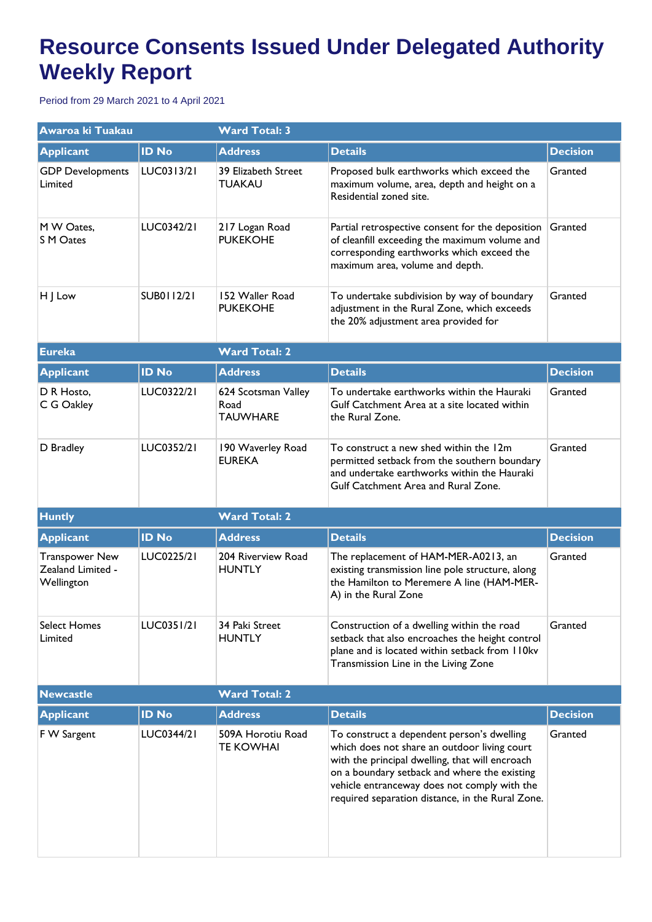# Resource Consents Issued Under Delegated Authority Weekly Report

Period from 29 March 2021 to 4 April 2021

| Awaroa ki Tuakau | | Ward Total: 3 | | |
|---|---|---|---|---|
| **Applicant** | **ID No** | **Address** | **Details** | **Decision** |
| GDP Developments Limited | LUC0313/21 | 39 Elizabeth Street TUAKAU | Proposed bulk earthworks which exceed the maximum volume, area, depth and height on a Residential zoned site. | Granted |
| M W Oates, S M Oates | LUC0342/21 | 217 Logan Road PUKEKOHE | Partial retrospective consent for the deposition of cleanfill exceeding the maximum volume and corresponding earthworks which exceed the maximum area, volume and depth. | Granted |
| H J Low | SUB0112/21 | 152 Waller Road PUKEKOHE | To undertake subdivision by way of boundary adjustment in the Rural Zone, which exceeds the 20% adjustment area provided for | Granted |

| Eureka | | Ward Total: 2 | | |
|---|---|---|---|---|
| **Applicant** | **ID No** | **Address** | **Details** | **Decision** |
| D R Hosto, C G Oakley | LUC0322/21 | 624 Scotsman Valley Road TAUWHARE | To undertake earthworks within the Hauraki Gulf Catchment Area at a site located within the Rural Zone. | Granted |
| D Bradley | LUC0352/21 | 190 Waverley Road EUREKA | To construct a new shed within the 12m permitted setback from the southern boundary and undertake earthworks within the Hauraki Gulf Catchment Area and Rural Zone. | Granted |

| Huntly | | Ward Total: 2 | | |
|---|---|---|---|---|
| **Applicant** | **ID No** | **Address** | **Details** | **Decision** |
| Transpower New Zealand Limited - Wellington | LUC0225/21 | 204 Riverview Road HUNTLY | The replacement of HAM-MER-A0213, an existing transmission line pole structure, along the Hamilton to Meremere A line (HAM-MER-A) in the Rural Zone | Granted |
| Select Homes Limited | LUC0351/21 | 34 Paki Street HUNTLY | Construction of a dwelling within the road setback that also encroaches the height control plane and is located within setback from 110kv Transmission Line in the Living Zone | Granted |

| Newcastle | | Ward Total: 2 | | |
|---|---|---|---|---|
| **Applicant** | **ID No** | **Address** | **Details** | **Decision** |
| F W Sargent | LUC0344/21 | 509A Horotiu Road TE KOWHAI | To construct a dependent person's dwelling which does not share an outdoor living court with the principal dwelling, that will encroach on a boundary setback and where the existing vehicle entranceway does not comply with the required separation distance, in the Rural Zone. | Granted |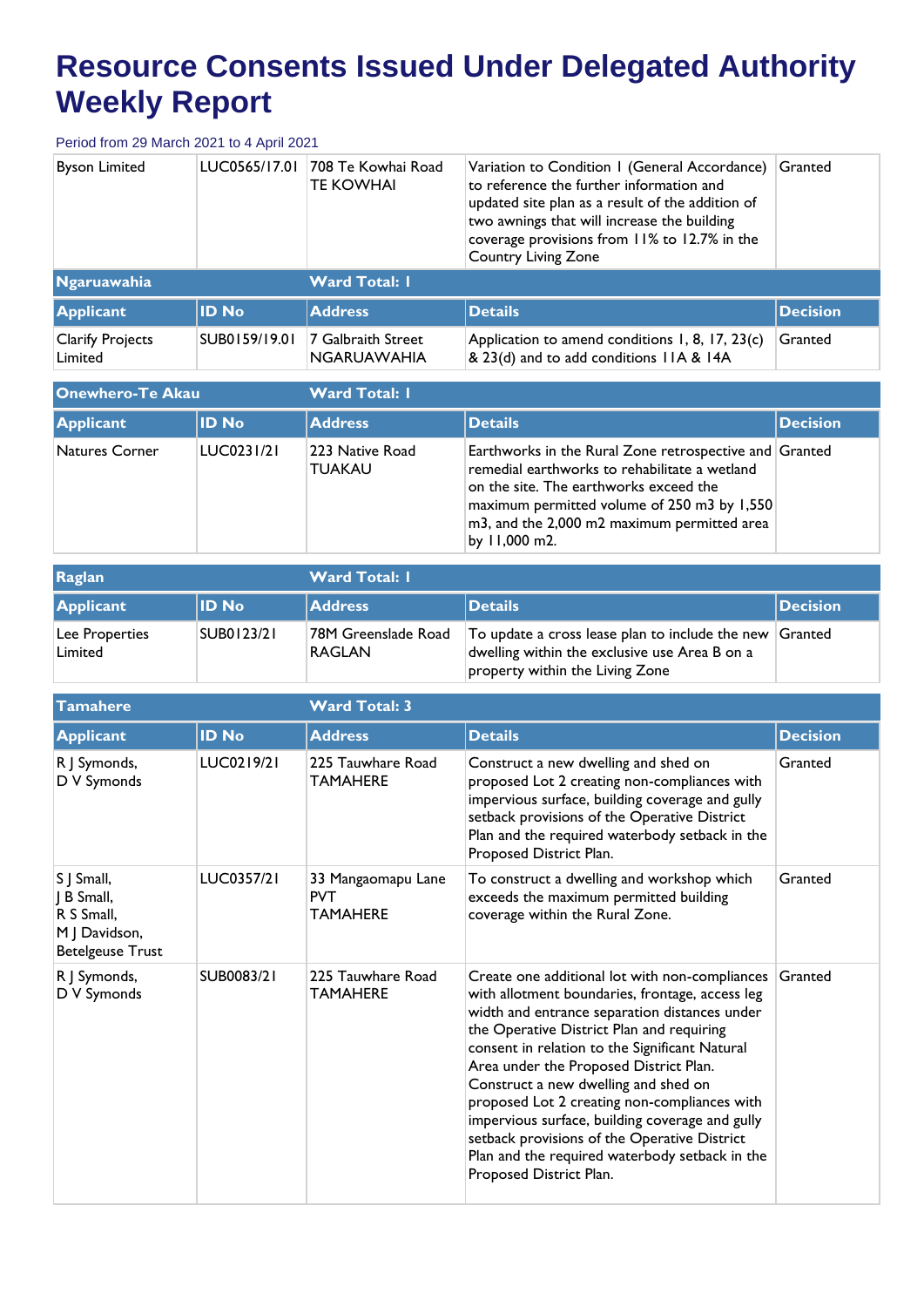# Resource Consents Issued Under Delegated Authority Weekly Report

Period from 29 March 2021 to 4 April 2021

| | | | | |
|---|---|---|---|---|
| Byson Limited | LUC0565/17.01 | 708 Te Kowhai Road TE KOWHAI | Variation to Condition 1 (General Accordance) to reference the further information and updated site plan as a result of the addition of two awnings that will increase the building coverage provisions from 11% to 12.7% in the Country Living Zone | Granted |

**Ngaruawahia** — **Ward Total: 1**

| Applicant | ID No | Address | Details | Decision |
|---|---|---|---|---|
| Clarify Projects Limited | SUB0159/19.01 | 7 Galbraith Street NGARUAWAHIA | Application to amend conditions 1, 8, 17, 23(c) & 23(d) and to add conditions 11A & 14A | Granted |

**Onewhero-Te Akau** — **Ward Total: 1**

| Applicant | ID No | Address | Details | Decision |
|---|---|---|---|---|
| Natures Corner | LUC0231/21 | 223 Native Road TUAKAU | Earthworks in the Rural Zone retrospective and remedial earthworks to rehabilitate a wetland on the site. The earthworks exceed the maximum permitted volume of 250 m3 by 1,550 m3, and the 2,000 m2 maximum permitted area by 11,000 m2. | Granted |

**Raglan** — **Ward Total: 1**

| Applicant | ID No | Address | Details | Decision |
|---|---|---|---|---|
| Lee Properties Limited | SUB0123/21 | 78M Greenslade Road RAGLAN | To update a cross lease plan to include the new dwelling within the exclusive use Area B on a property within the Living Zone | Granted |

**Tamahere** — **Ward Total: 3**

| Applicant | ID No | Address | Details | Decision |
|---|---|---|---|---|
| R J Symonds, D V Symonds | LUC0219/21 | 225 Tauwhare Road TAMAHERE | Construct a new dwelling and shed on proposed Lot 2 creating non-compliances with impervious surface, building coverage and gully setback provisions of the Operative District Plan and the required waterbody setback in the Proposed District Plan. | Granted |
| S J Small, J B Small, R S Small, M J Davidson, Betelgeuse Trust | LUC0357/21 | 33 Mangaomapu Lane PVT TAMAHERE | To construct a dwelling and workshop which exceeds the maximum permitted building coverage within the Rural Zone. | Granted |
| R J Symonds, D V Symonds | SUB0083/21 | 225 Tauwhare Road TAMAHERE | Create one additional lot with non-compliances with allotment boundaries, frontage, access leg width and entrance separation distances under the Operative District Plan and requiring consent in relation to the Significant Natural Area under the Proposed District Plan. Construct a new dwelling and shed on proposed Lot 2 creating non-compliances with impervious surface, building coverage and gully setback provisions of the Operative District Plan and the required waterbody setback in the Proposed District Plan. | Granted |